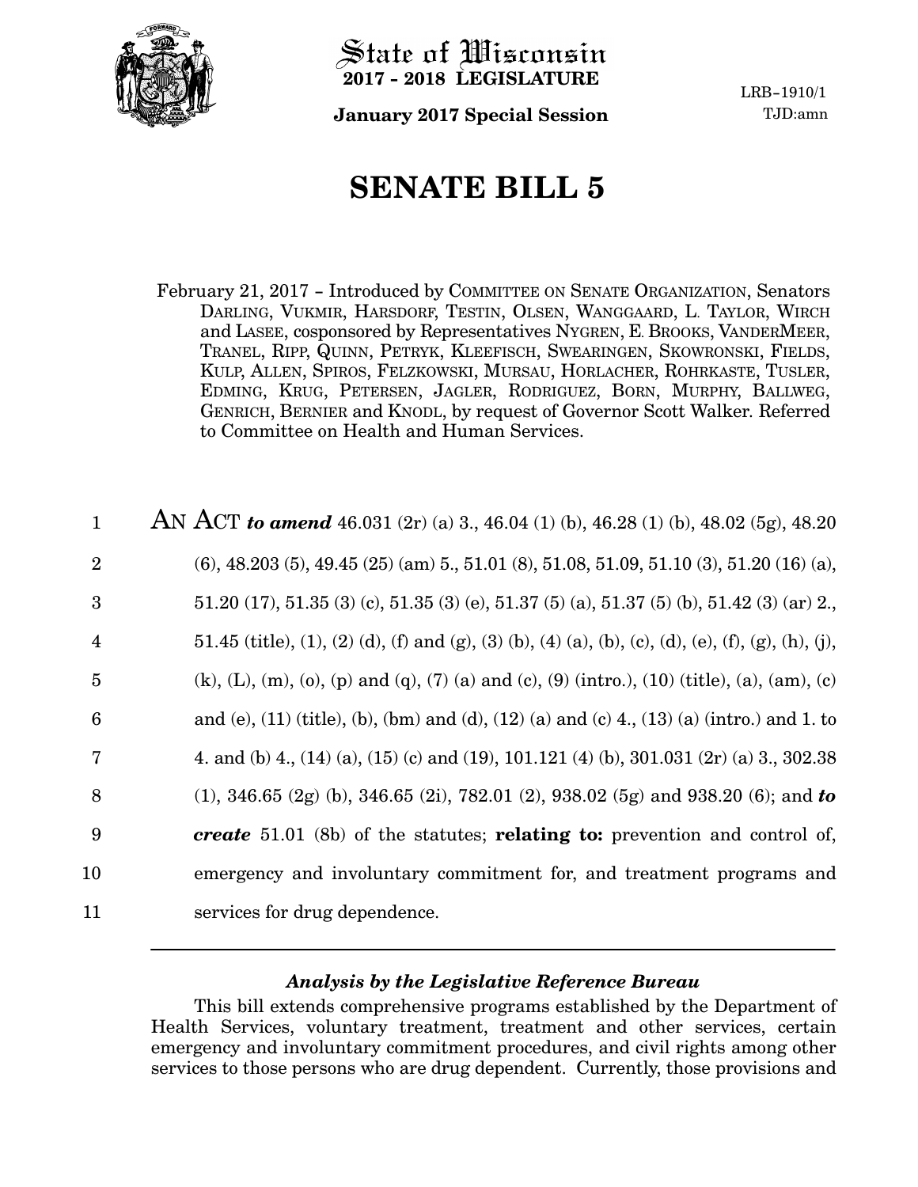State of Wisconsin
**2017 - 2018 LEGISLATURE**

**January 2017 Special Session**

LRB-1910/1
TJD:amn

# SENATE BILL 5

February 21, 2017 - Introduced by COMMITTEE ON SENATE ORGANIZATION, Senators DARLING, VUKMIR, HARSDORF, TESTIN, OLSEN, WANGGAARD, L. TAYLOR, WIRCH and LASEE, cosponsored by Representatives NYGREN, E. BROOKS, VANDERMEER, TRANEL, RIPP, QUINN, PETRYK, KLEEFISCH, SWEARINGEN, SKOWRONSKI, FIELDS, KULP, ALLEN, SPIROS, FELZKOWSKI, MURSAU, HORLACHER, ROHRKASTE, TUSLER, EDMING, KRUG, PETERSEN, JAGLER, RODRIGUEZ, BORN, MURPHY, BALLWEG, GENRICH, BERNIER and KNODL, by request of Governor Scott Walker. Referred to Committee on Health and Human Services.

1 AN ACT ***to amend*** 46.031 (2r) (a) 3., 46.04 (1) (b), 46.28 (1) (b), 48.02 (5g), 48.20
2 (6), 48.203 (5), 49.45 (25) (am) 5., 51.01 (8), 51.08, 51.09, 51.10 (3), 51.20 (16) (a),
3 51.20 (17), 51.35 (3) (c), 51.35 (3) (e), 51.37 (5) (a), 51.37 (5) (b), 51.42 (3) (ar) 2.,
4 51.45 (title), (1), (2) (d), (f) and (g), (3) (b), (4) (a), (b), (c), (d), (e), (f), (g), (h), (j),
5 (k), (L), (m), (o), (p) and (q), (7) (a) and (c), (9) (intro.), (10) (title), (a), (am), (c)
6 and (e), (11) (title), (b), (bm) and (d), (12) (a) and (c) 4., (13) (a) (intro.) and 1. to
7 4. and (b) 4., (14) (a), (15) (c) and (19), 101.121 (4) (b), 301.031 (2r) (a) 3., 302.38
8 (1), 346.65 (2g) (b), 346.65 (2i), 782.01 (2), 938.02 (5g) and 938.20 (6); and ***to***
9 ***create*** 51.01 (8b) of the statutes; **relating to:** prevention and control of,
10 emergency and involuntary commitment for, and treatment programs and
11 services for drug dependence.

---

### *Analysis by the Legislative Reference Bureau*

This bill extends comprehensive programs established by the Department of Health Services, voluntary treatment, treatment and other services, certain emergency and involuntary commitment procedures, and civil rights among other services to those persons who are drug dependent. Currently, those provisions and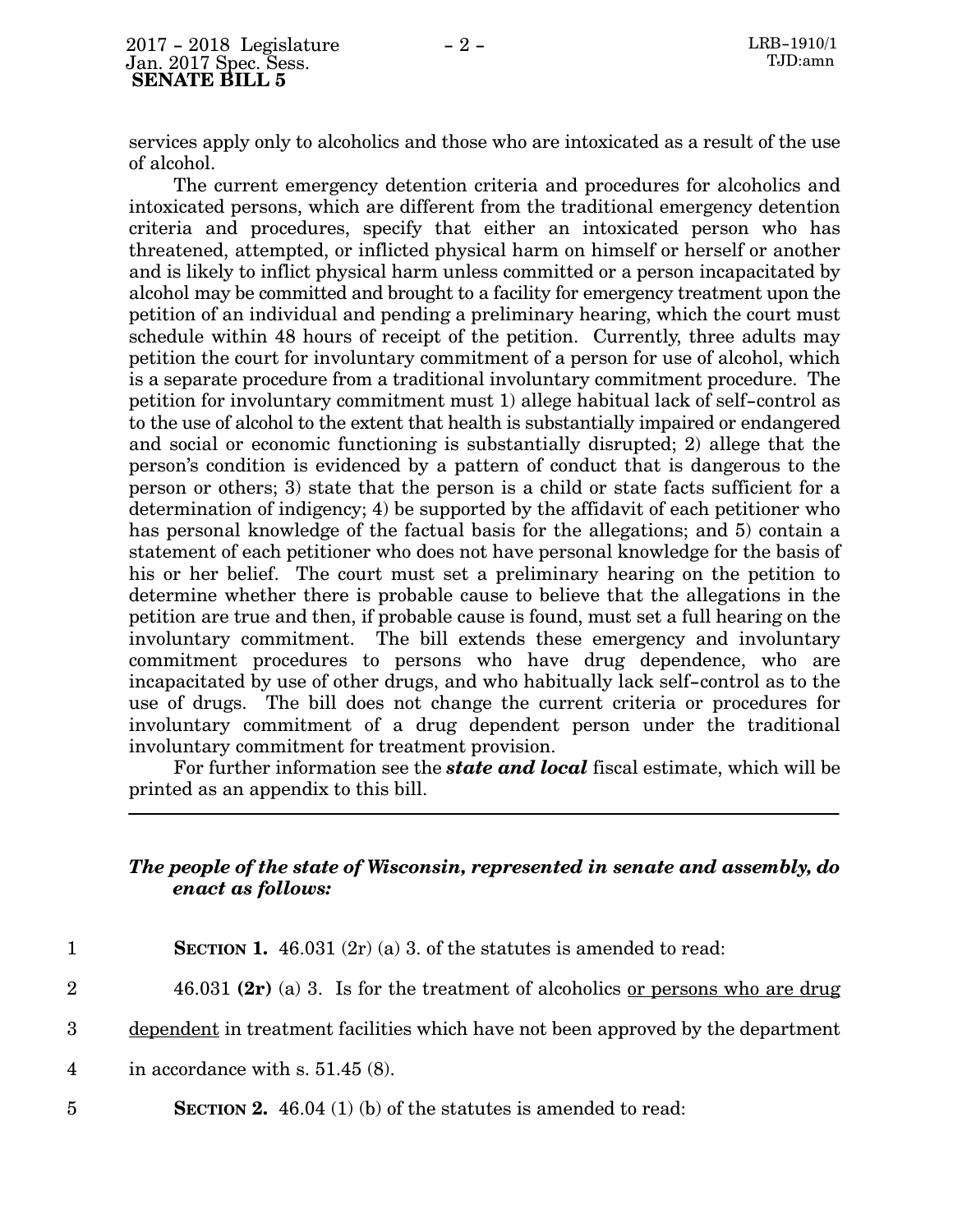services apply only to alcoholics and those who are intoxicated as a result of the use of alcohol.

The current emergency detention criteria and procedures for alcoholics and intoxicated persons, which are different from the traditional emergency detention criteria and procedures, specify that either an intoxicated person who has threatened, attempted, or inflicted physical harm on himself or herself or another and is likely to inflict physical harm unless committed or a person incapacitated by alcohol may be committed and brought to a facility for emergency treatment upon the petition of an individual and pending a preliminary hearing, which the court must schedule within 48 hours of receipt of the petition. Currently, three adults may petition the court for involuntary commitment of a person for use of alcohol, which is a separate procedure from a traditional involuntary commitment procedure. The petition for involuntary commitment must 1) allege habitual lack of self-control as to the use of alcohol to the extent that health is substantially impaired or endangered and social or economic functioning is substantially disrupted; 2) allege that the person's condition is evidenced by a pattern of conduct that is dangerous to the person or others; 3) state that the person is a child or state facts sufficient for a determination of indigency; 4) be supported by the affidavit of each petitioner who has personal knowledge of the factual basis for the allegations; and 5) contain a statement of each petitioner who does not have personal knowledge for the basis of his or her belief. The court must set a preliminary hearing on the petition to determine whether there is probable cause to believe that the allegations in the petition are true and then, if probable cause is found, must set a full hearing on the involuntary commitment. The bill extends these emergency and involuntary commitment procedures to persons who have drug dependence, who are incapacitated by use of other drugs, and who habitually lack self-control as to the use of drugs. The bill does not change the current criteria or procedures for involuntary commitment of a drug dependent person under the traditional involuntary commitment for treatment provision.

For further information see the ***state and local*** fiscal estimate, which will be printed as an appendix to this bill.

---

***The people of the state of Wisconsin, represented in senate and assembly, do enact as follows:***

1 **SECTION 1.** 46.031 (2r) (a) 3. of the statutes is amended to read:

2 46.031 **(2r)** (a) 3. Is for the treatment of alcoholics <u>or persons who are drug</u>
3 <u>dependent</u> in treatment facilities which have not been approved by the department
4 in accordance with s. 51.45 (8).

5 **SECTION 2.** 46.04 (1) (b) of the statutes is amended to read: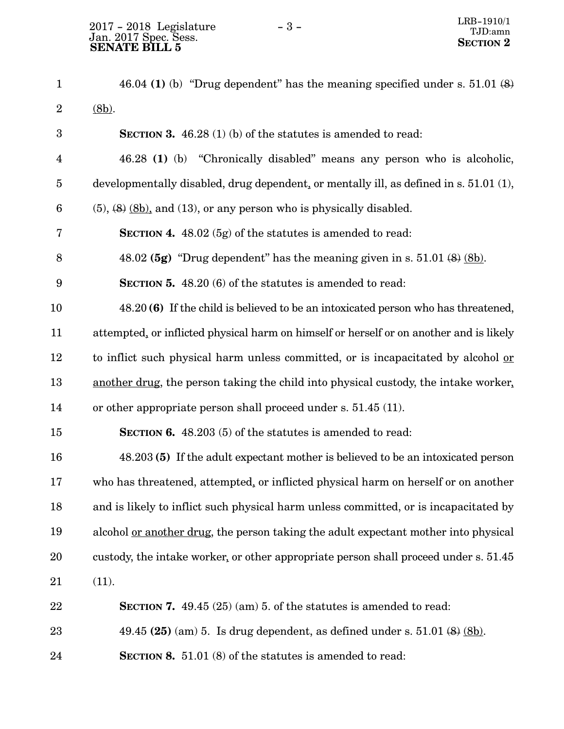46.04 **(1)** (b) "Drug dependent" has the meaning specified under s. 51.01 ~~(8)~~ <u>(8b)</u>.

**SECTION 3.** 46.28 (1) (b) of the statutes is amended to read:

46.28 **(1)** (b) "Chronically disabled" means any person who is alcoholic, developmentally disabled, drug dependent<u>,</u> or mentally ill, as defined in s. 51.01 (1), (5), ~~(8)~~ <u>(8b)</u><u>,</u> and (13), or any person who is physically disabled.

**SECTION 4.** 48.02 (5g) of the statutes is amended to read:

48.02 **(5g)** "Drug dependent" has the meaning given in s. 51.01 ~~(8)~~ <u>(8b)</u>.

**SECTION 5.** 48.20 (6) of the statutes is amended to read:

48.20 **(6)** If the child is believed to be an intoxicated person who has threatened, attempted<u>,</u> or inflicted physical harm on himself or herself or on another and is likely to inflict such physical harm unless committed, or is incapacitated by alcohol <u>or another drug</u>, the person taking the child into physical custody, the intake worker<u>,</u> or other appropriate person shall proceed under s. 51.45 (11).

**SECTION 6.** 48.203 (5) of the statutes is amended to read:

48.203 **(5)** If the adult expectant mother is believed to be an intoxicated person who has threatened, attempted<u>,</u> or inflicted physical harm on herself or on another and is likely to inflict such physical harm unless committed, or is incapacitated by alcohol <u>or another drug</u>, the person taking the adult expectant mother into physical custody, the intake worker<u>,</u> or other appropriate person shall proceed under s. 51.45 (11).

**SECTION 7.** 49.45 (25) (am) 5. of the statutes is amended to read:

49.45 **(25)** (am) 5. Is drug dependent, as defined under s. 51.01 ~~(8)~~ <u>(8b)</u>.

**SECTION 8.** 51.01 (8) of the statutes is amended to read: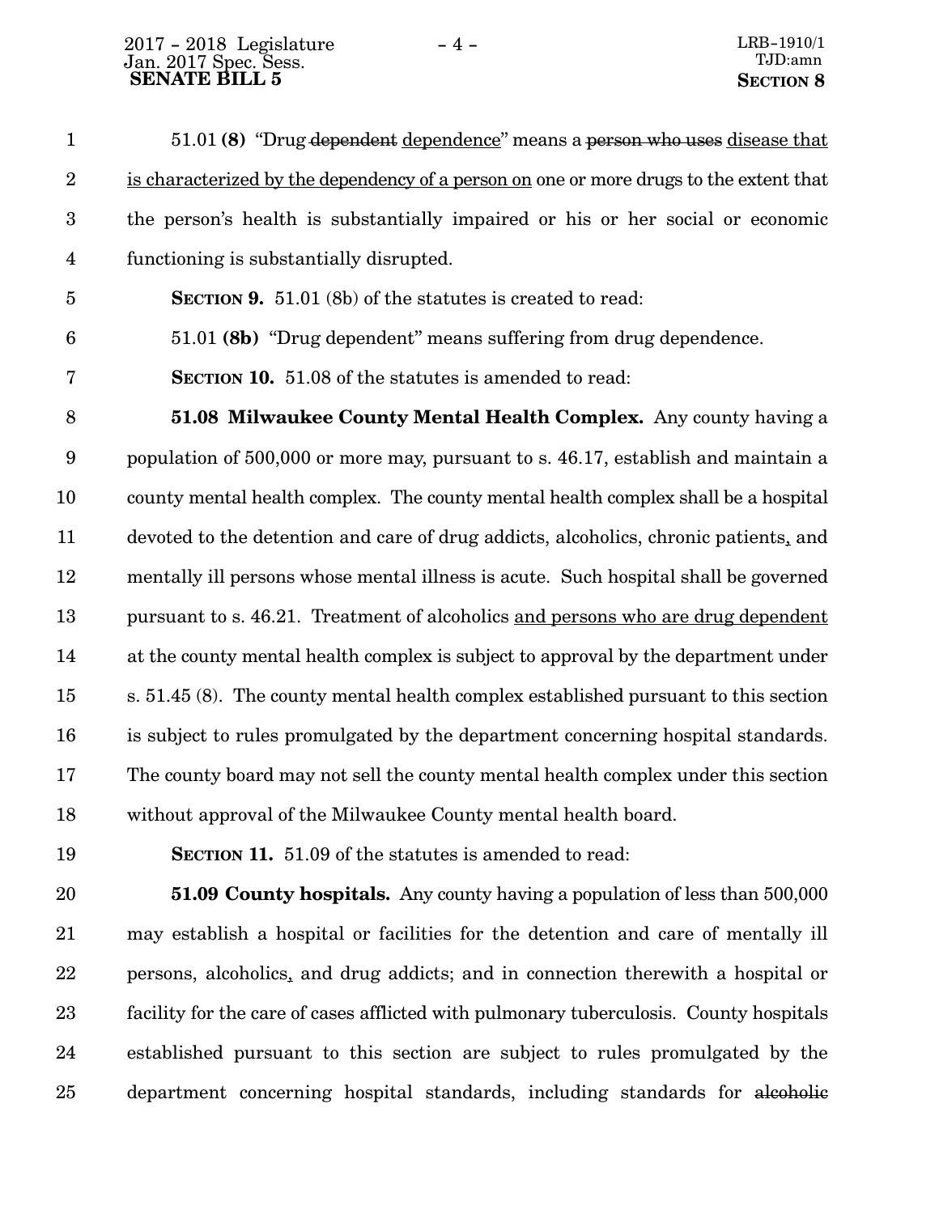51.01 **(8)** "Drug ~~dependent~~ <u>dependence</u>" means a ~~person who uses~~ <u>disease that is characterized by the dependency of a person on</u> one or more drugs to the extent that the person's health is substantially impaired or his or her social or economic functioning is substantially disrupted.

**SECTION 9.** 51.01 (8b) of the statutes is created to read:

51.01 **(8b)** "Drug dependent" means suffering from drug dependence.

**SECTION 10.** 51.08 of the statutes is amended to read:

**51.08 Milwaukee County Mental Health Complex.** Any county having a population of 500,000 or more may, pursuant to s. 46.17, establish and maintain a county mental health complex. The county mental health complex shall be a hospital devoted to the detention and care of drug addicts, alcoholics, chronic patients<u>,</u> and mentally ill persons whose mental illness is acute. Such hospital shall be governed pursuant to s. 46.21. Treatment of alcoholics <u>and persons who are drug dependent</u> at the county mental health complex is subject to approval by the department under s. 51.45 (8). The county mental health complex established pursuant to this section is subject to rules promulgated by the department concerning hospital standards. The county board may not sell the county mental health complex under this section without approval of the Milwaukee County mental health board.

**SECTION 11.** 51.09 of the statutes is amended to read:

**51.09 County hospitals.** Any county having a population of less than 500,000 may establish a hospital or facilities for the detention and care of mentally ill persons, alcoholics<u>,</u> and drug addicts; and in connection therewith a hospital or facility for the care of cases afflicted with pulmonary tuberculosis. County hospitals established pursuant to this section are subject to rules promulgated by the department concerning hospital standards, including standards for ~~alcoholic~~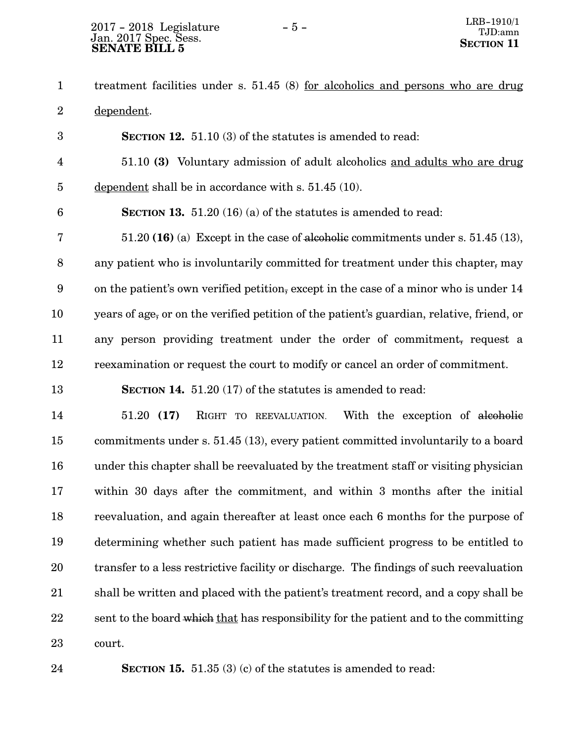treatment facilities under s. 51.45 (8) <u>for alcoholics and persons who are drug dependent</u>.

**SECTION 12.** 51.10 (3) of the statutes is amended to read:

51.10 **(3)** Voluntary admission of adult alcoholics <u>and adults who are drug dependent</u> shall be in accordance with s. 51.45 (10).

**SECTION 13.** 51.20 (16) (a) of the statutes is amended to read:

51.20 **(16)** (a) Except in the case of ~~alcoholic~~ commitments under s. 51.45 (13), any patient who is involuntarily committed for treatment under this chapter~~,~~ may on the patient's own verified petition~~,~~ except in the case of a minor who is under 14 years of age~~,~~ or on the verified petition of the patient's guardian, relative, friend, or any person providing treatment under the order of commitment~~,~~ request a reexamination or request the court to modify or cancel an order of commitment.

**SECTION 14.** 51.20 (17) of the statutes is amended to read:

51.20 **(17)** RIGHT TO REEVALUATION. With the exception of ~~alcoholic~~ commitments under s. 51.45 (13), every patient committed involuntarily to a board under this chapter shall be reevaluated by the treatment staff or visiting physician within 30 days after the commitment, and within 3 months after the initial reevaluation, and again thereafter at least once each 6 months for the purpose of determining whether such patient has made sufficient progress to be entitled to transfer to a less restrictive facility or discharge. The findings of such reevaluation shall be written and placed with the patient's treatment record, and a copy shall be sent to the board ~~which~~ <u>that</u> has responsibility for the patient and to the committing court.

**SECTION 15.** 51.35 (3) (c) of the statutes is amended to read: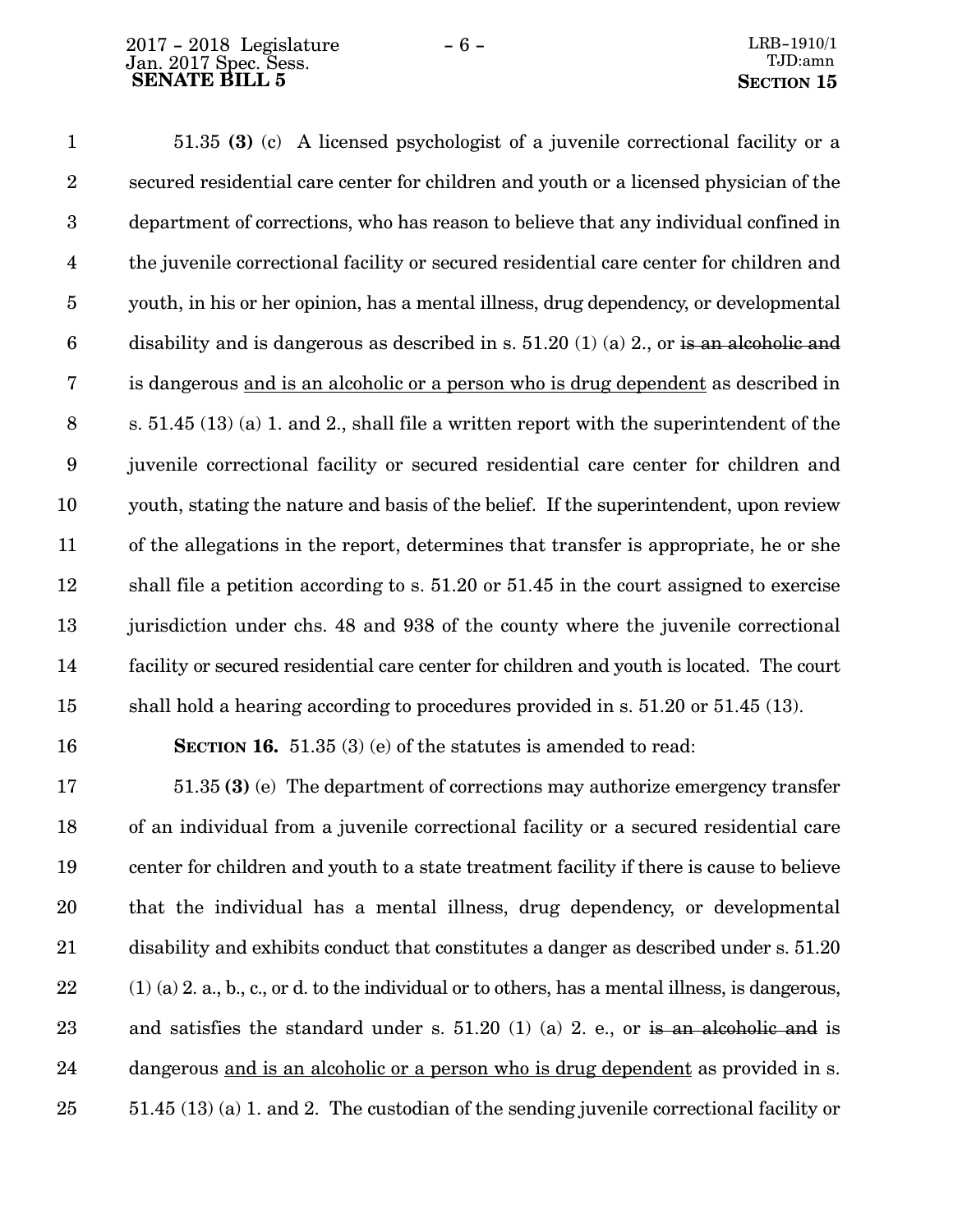51.35 **(3)** (c) A licensed psychologist of a juvenile correctional facility or a secured residential care center for children and youth or a licensed physician of the department of corrections, who has reason to believe that any individual confined in the juvenile correctional facility or secured residential care center for children and youth, in his or her opinion, has a mental illness, drug dependency, or developmental disability and is dangerous as described in s. 51.20 (1) (a) 2., or ~~is an alcoholic and~~ is dangerous <u>and is an alcoholic or a person who is drug dependent</u> as described in s. 51.45 (13) (a) 1. and 2., shall file a written report with the superintendent of the juvenile correctional facility or secured residential care center for children and youth, stating the nature and basis of the belief. If the superintendent, upon review of the allegations in the report, determines that transfer is appropriate, he or she shall file a petition according to s. 51.20 or 51.45 in the court assigned to exercise jurisdiction under chs. 48 and 938 of the county where the juvenile correctional facility or secured residential care center for children and youth is located. The court shall hold a hearing according to procedures provided in s. 51.20 or 51.45 (13).

**SECTION 16.** 51.35 (3) (e) of the statutes is amended to read:

51.35 **(3)** (e) The department of corrections may authorize emergency transfer of an individual from a juvenile correctional facility or a secured residential care center for children and youth to a state treatment facility if there is cause to believe that the individual has a mental illness, drug dependency, or developmental disability and exhibits conduct that constitutes a danger as described under s. 51.20 (1) (a) 2. a., b., c., or d. to the individual or to others, has a mental illness, is dangerous, and satisfies the standard under s. 51.20 (1) (a) 2. e., or ~~is an alcoholic and~~ is dangerous <u>and is an alcoholic or a person who is drug dependent</u> as provided in s. 51.45 (13) (a) 1. and 2. The custodian of the sending juvenile correctional facility or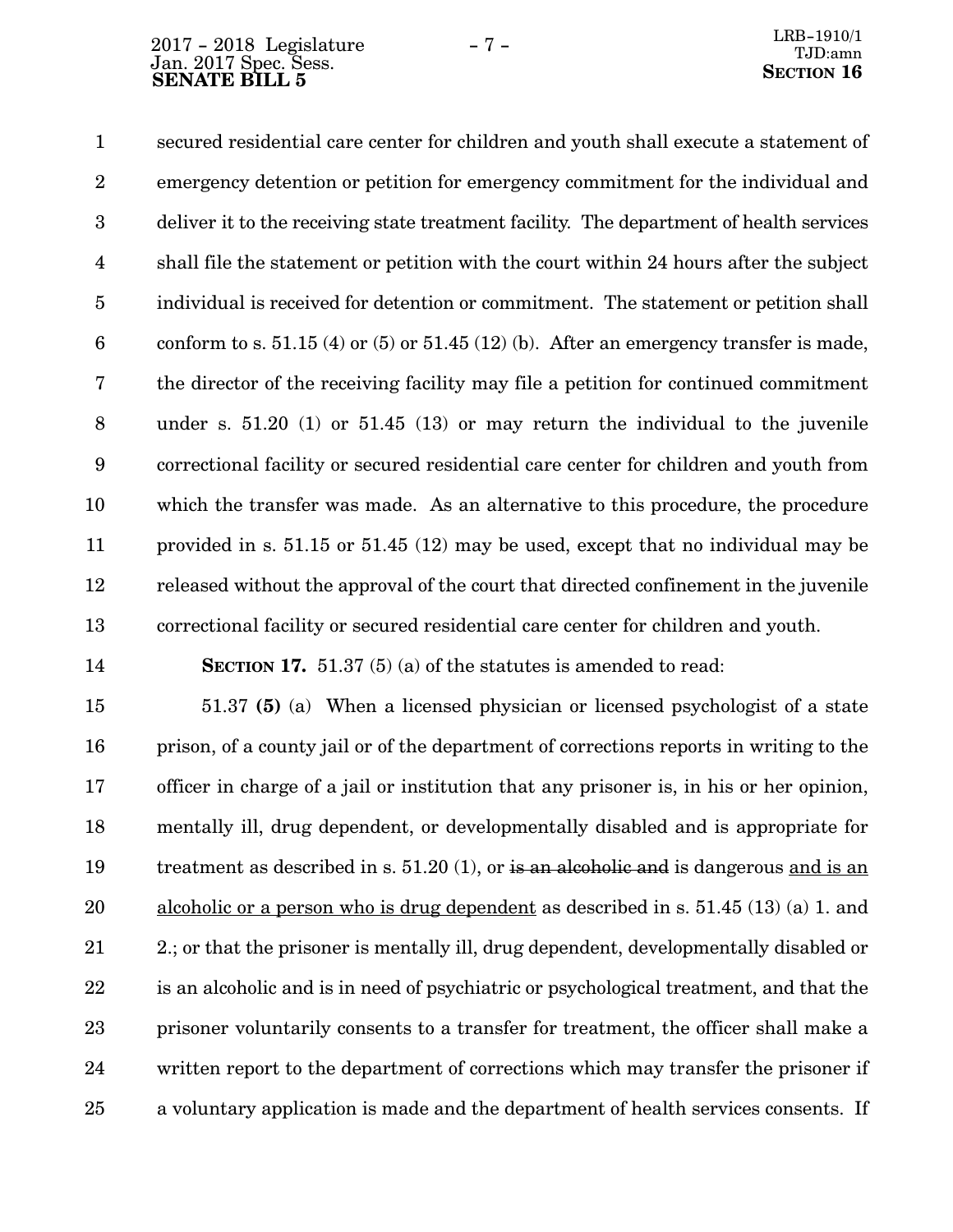secured residential care center for children and youth shall execute a statement of emergency detention or petition for emergency commitment for the individual and deliver it to the receiving state treatment facility. The department of health services shall file the statement or petition with the court within 24 hours after the subject individual is received for detention or commitment. The statement or petition shall conform to s. 51.15 (4) or (5) or 51.45 (12) (b). After an emergency transfer is made, the director of the receiving facility may file a petition for continued commitment under s. 51.20 (1) or 51.45 (13) or may return the individual to the juvenile correctional facility or secured residential care center for children and youth from which the transfer was made. As an alternative to this procedure, the procedure provided in s. 51.15 or 51.45 (12) may be used, except that no individual may be released without the approval of the court that directed confinement in the juvenile correctional facility or secured residential care center for children and youth.

**SECTION 17.** 51.37 (5) (a) of the statutes is amended to read:

51.37 **(5)** (a) When a licensed physician or licensed psychologist of a state prison, of a county jail or of the department of corrections reports in writing to the officer in charge of a jail or institution that any prisoner is, in his or her opinion, mentally ill, drug dependent, or developmentally disabled and is appropriate for treatment as described in s. 51.20 (1), or ~~is an alcoholic and~~ is dangerous <u>and is an alcoholic or a person who is drug dependent</u> as described in s. 51.45 (13) (a) 1. and 2.; or that the prisoner is mentally ill, drug dependent, developmentally disabled or is an alcoholic and is in need of psychiatric or psychological treatment, and that the prisoner voluntarily consents to a transfer for treatment, the officer shall make a written report to the department of corrections which may transfer the prisoner if a voluntary application is made and the department of health services consents. If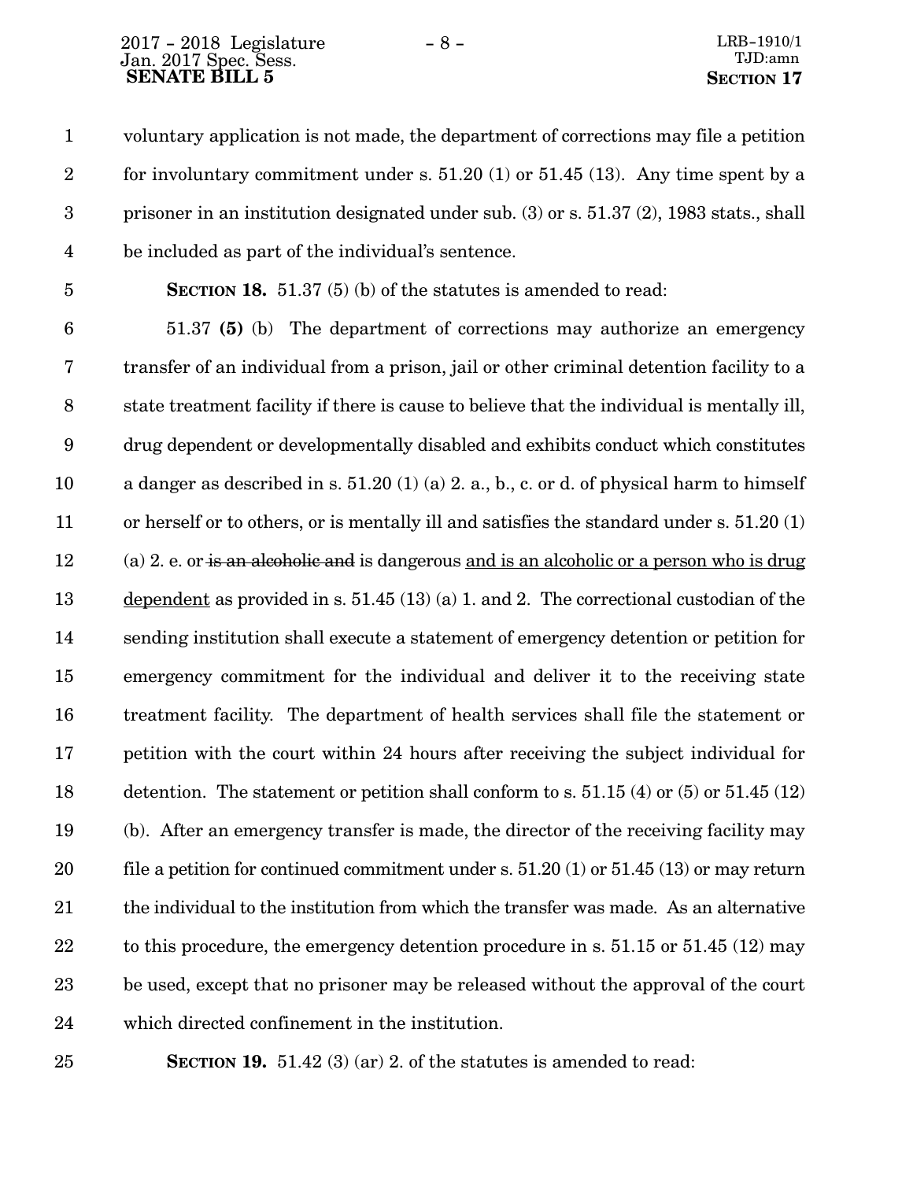voluntary application is not made, the department of corrections may file a petition for involuntary commitment under s. 51.20 (1) or 51.45 (13). Any time spent by a prisoner in an institution designated under sub. (3) or s. 51.37 (2), 1983 stats., shall be included as part of the individual's sentence.

**SECTION 18.** 51.37 (5) (b) of the statutes is amended to read:

51.37 **(5)** (b) The department of corrections may authorize an emergency transfer of an individual from a prison, jail or other criminal detention facility to a state treatment facility if there is cause to believe that the individual is mentally ill, drug dependent or developmentally disabled and exhibits conduct which constitutes a danger as described in s. 51.20 (1) (a) 2. a., b., c. or d. of physical harm to himself or herself or to others, or is mentally ill and satisfies the standard under s. 51.20 (1) (a) 2. e. or ~~is an alcoholic and~~ is dangerous <u>and is an alcoholic or a person who is drug dependent</u> as provided in s. 51.45 (13) (a) 1. and 2. The correctional custodian of the sending institution shall execute a statement of emergency detention or petition for emergency commitment for the individual and deliver it to the receiving state treatment facility. The department of health services shall file the statement or petition with the court within 24 hours after receiving the subject individual for detention. The statement or petition shall conform to s. 51.15 (4) or (5) or 51.45 (12) (b). After an emergency transfer is made, the director of the receiving facility may file a petition for continued commitment under s. 51.20 (1) or 51.45 (13) or may return the individual to the institution from which the transfer was made. As an alternative to this procedure, the emergency detention procedure in s. 51.15 or 51.45 (12) may be used, except that no prisoner may be released without the approval of the court which directed confinement in the institution.

**SECTION 19.** 51.42 (3) (ar) 2. of the statutes is amended to read: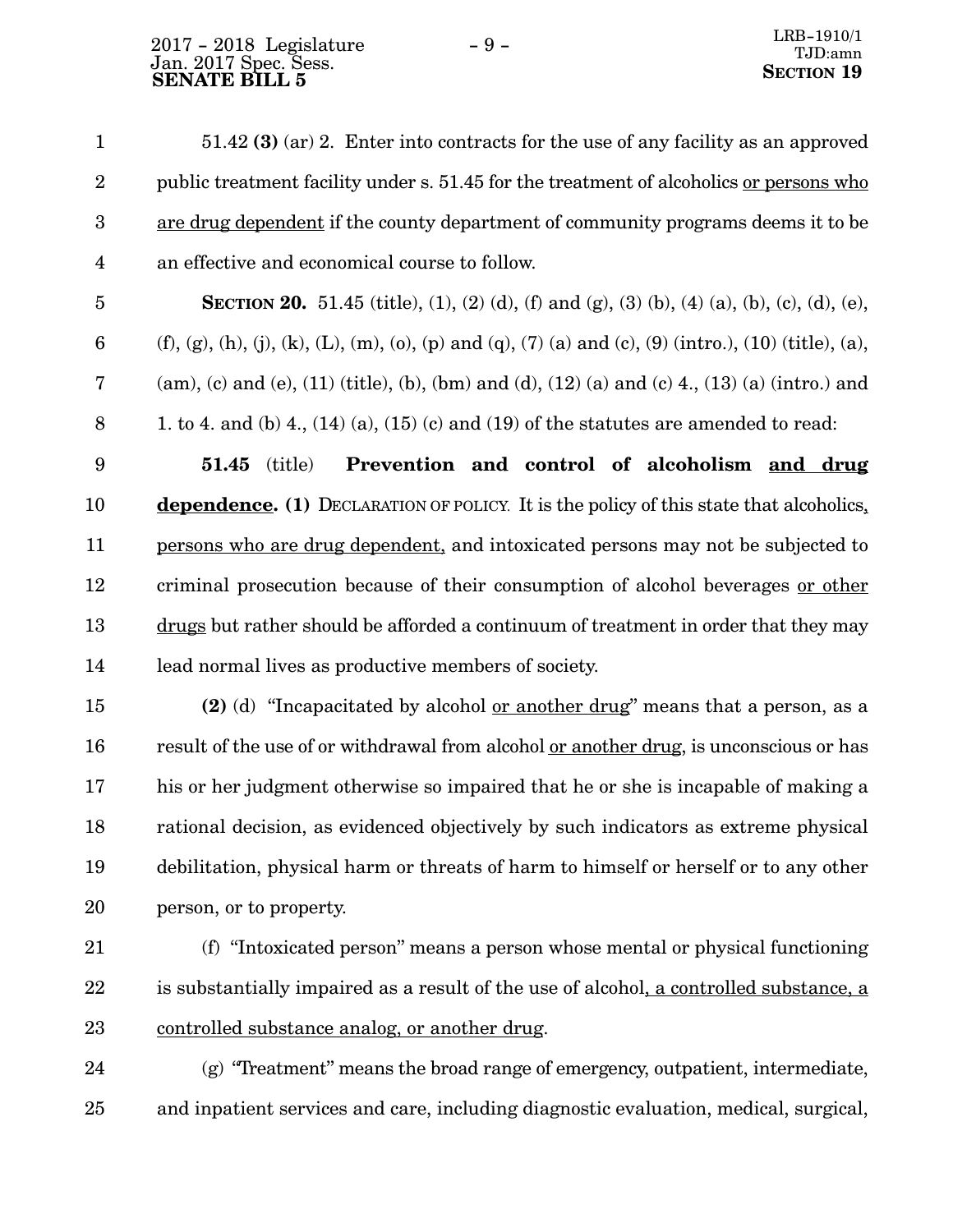51.42 **(3)** (ar) 2. Enter into contracts for the use of any facility as an approved public treatment facility under s. 51.45 for the treatment of alcoholics <u>or persons who are drug dependent</u> if the county department of community programs deems it to be an effective and economical course to follow.

**SECTION 20.** 51.45 (title), (1), (2) (d), (f) and (g), (3) (b), (4) (a), (b), (c), (d), (e), (f), (g), (h), (j), (k), (L), (m), (o), (p) and (q), (7) (a) and (c), (9) (intro.), (10) (title), (a), (am), (c) and (e), (11) (title), (b), (bm) and (d), (12) (a) and (c) 4., (13) (a) (intro.) and 1. to 4. and (b) 4., (14) (a), (15) (c) and (19) of the statutes are amended to read:

**51.45** (title) **Prevention and control of alcoholism <u>and drug dependence</u>. (1)** DECLARATION OF POLICY. It is the policy of this state that alcoholics<u>, persons who are drug dependent,</u> and intoxicated persons may not be subjected to criminal prosecution because of their consumption of alcohol beverages <u>or other drugs</u> but rather should be afforded a continuum of treatment in order that they may lead normal lives as productive members of society.

**(2)** (d) "Incapacitated by alcohol <u>or another drug</u>" means that a person, as a result of the use of or withdrawal from alcohol <u>or another drug</u>, is unconscious or has his or her judgment otherwise so impaired that he or she is incapable of making a rational decision, as evidenced objectively by such indicators as extreme physical debilitation, physical harm or threats of harm to himself or herself or to any other person, or to property.

(f) "Intoxicated person" means a person whose mental or physical functioning is substantially impaired as a result of the use of alcohol<u>, a controlled substance, a controlled substance analog, or another drug</u>.

(g) "Treatment" means the broad range of emergency, outpatient, intermediate, and inpatient services and care, including diagnostic evaluation, medical, surgical,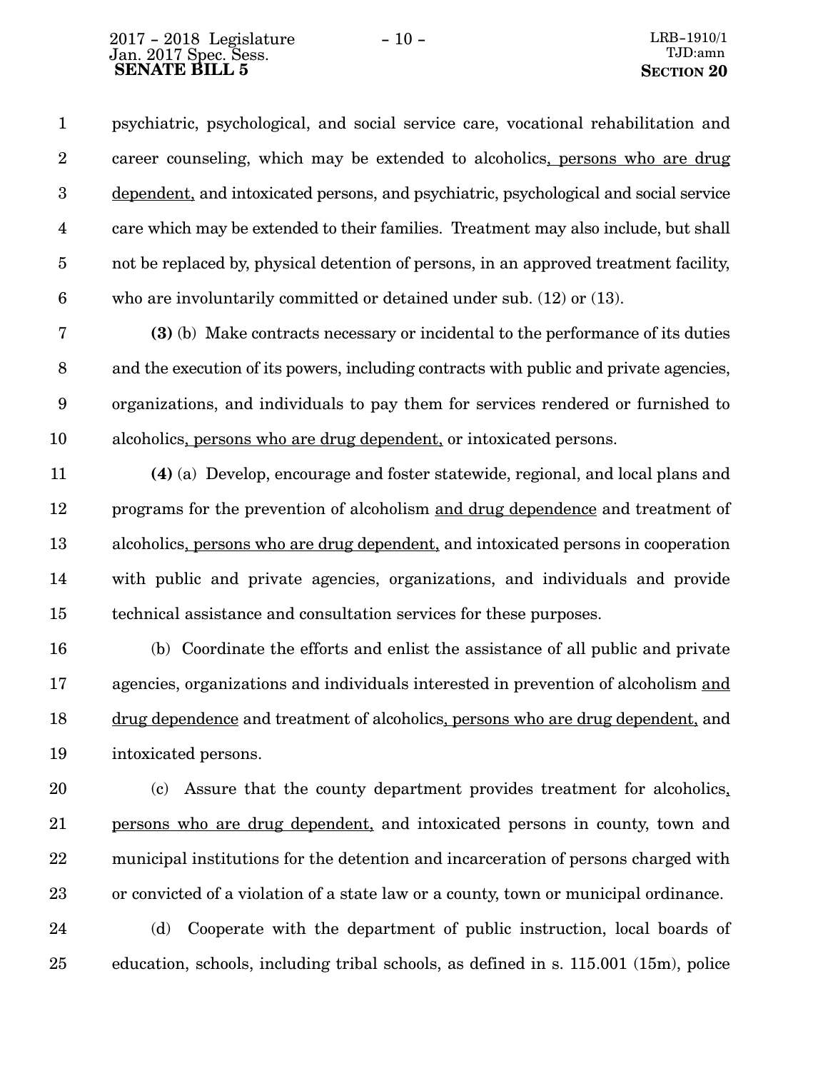psychiatric, psychological, and social service care, vocational rehabilitation and career counseling, which may be extended to alcoholics, persons who are drug dependent, and intoxicated persons, and psychiatric, psychological and social service care which may be extended to their families. Treatment may also include, but shall not be replaced by, physical detention of persons, in an approved treatment facility, who are involuntarily committed or detained under sub. (12) or (13).

**(3)** (b) Make contracts necessary or incidental to the performance of its duties and the execution of its powers, including contracts with public and private agencies, organizations, and individuals to pay them for services rendered or furnished to alcoholics, persons who are drug dependent, or intoxicated persons.

**(4)** (a) Develop, encourage and foster statewide, regional, and local plans and programs for the prevention of alcoholism and drug dependence and treatment of alcoholics, persons who are drug dependent, and intoxicated persons in cooperation with public and private agencies, organizations, and individuals and provide technical assistance and consultation services for these purposes.

(b) Coordinate the efforts and enlist the assistance of all public and private agencies, organizations and individuals interested in prevention of alcoholism and drug dependence and treatment of alcoholics, persons who are drug dependent, and intoxicated persons.

(c) Assure that the county department provides treatment for alcoholics, persons who are drug dependent, and intoxicated persons in county, town and municipal institutions for the detention and incarceration of persons charged with or convicted of a violation of a state law or a county, town or municipal ordinance.

(d) Cooperate with the department of public instruction, local boards of education, schools, including tribal schools, as defined in s. 115.001 (15m), police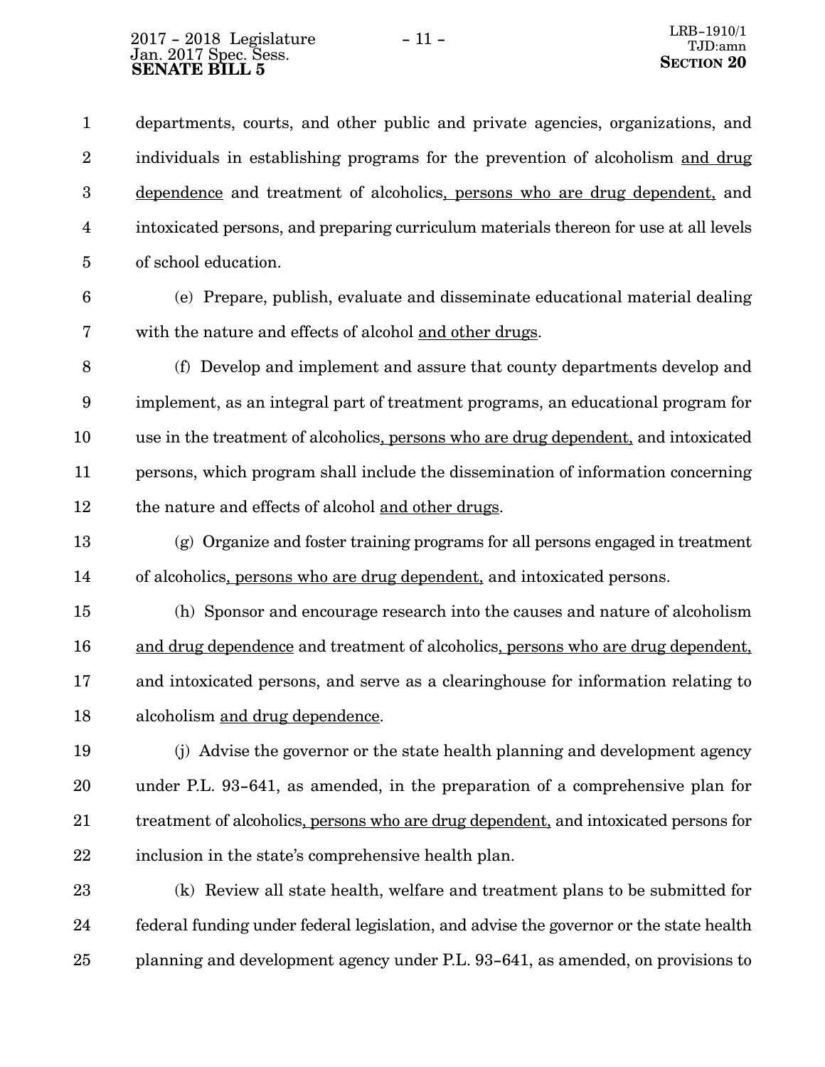departments, courts, and other public and private agencies, organizations, and individuals in establishing programs for the prevention of alcoholism <u>and drug dependence</u> and treatment of alcoholics<u>, persons who are drug dependent,</u> and intoxicated persons, and preparing curriculum materials thereon for use at all levels of school education.

(e) Prepare, publish, evaluate and disseminate educational material dealing with the nature and effects of alcohol <u>and other drugs</u>.

(f) Develop and implement and assure that county departments develop and implement, as an integral part of treatment programs, an educational program for use in the treatment of alcoholics<u>, persons who are drug dependent,</u> and intoxicated persons, which program shall include the dissemination of information concerning the nature and effects of alcohol <u>and other drugs</u>.

(g) Organize and foster training programs for all persons engaged in treatment of alcoholics<u>, persons who are drug dependent,</u> and intoxicated persons.

(h) Sponsor and encourage research into the causes and nature of alcoholism <u>and drug dependence</u> and treatment of alcoholics<u>, persons who are drug dependent,</u> and intoxicated persons, and serve as a clearinghouse for information relating to alcoholism <u>and drug dependence</u>.

(j) Advise the governor or the state health planning and development agency under P.L. 93-641, as amended, in the preparation of a comprehensive plan for treatment of alcoholics<u>, persons who are drug dependent,</u> and intoxicated persons for inclusion in the state's comprehensive health plan.

(k) Review all state health, welfare and treatment plans to be submitted for federal funding under federal legislation, and advise the governor or the state health planning and development agency under P.L. 93-641, as amended, on provisions to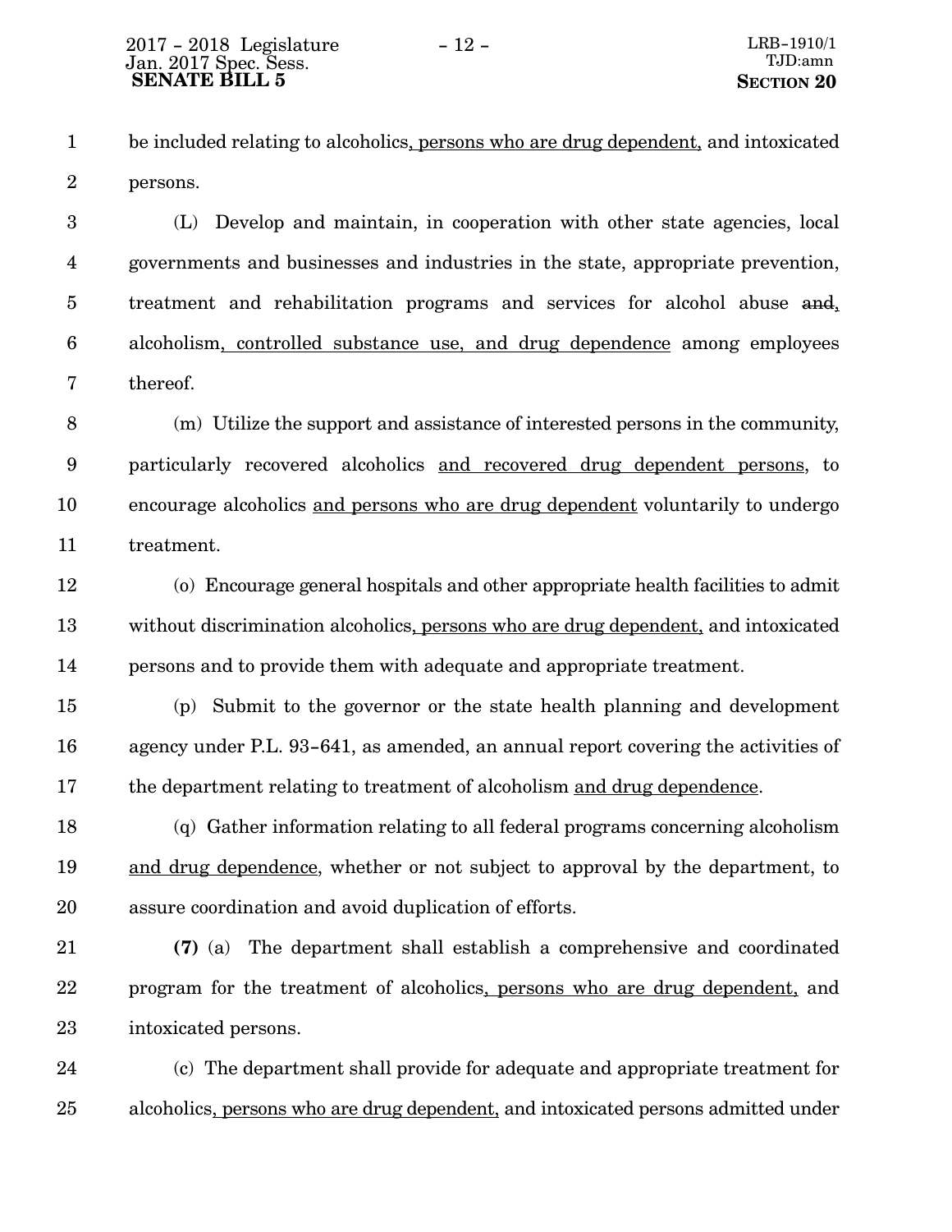be included relating to alcoholics<u>, persons who are drug dependent,</u> and intoxicated persons.

(L) Develop and maintain, in cooperation with other state agencies, local governments and businesses and industries in the state, appropriate prevention, treatment and rehabilitation programs and services for alcohol abuse ~~and~~<u>,</u> alcoholism<u>, controlled substance use, and drug dependence</u> among employees thereof.

(m) Utilize the support and assistance of interested persons in the community, particularly recovered alcoholics <u>and recovered drug dependent persons</u>, to encourage alcoholics <u>and persons who are drug dependent</u> voluntarily to undergo treatment.

(o) Encourage general hospitals and other appropriate health facilities to admit without discrimination alcoholics<u>, persons who are drug dependent,</u> and intoxicated persons and to provide them with adequate and appropriate treatment.

(p) Submit to the governor or the state health planning and development agency under P.L. 93-641, as amended, an annual report covering the activities of the department relating to treatment of alcoholism <u>and drug dependence</u>.

(q) Gather information relating to all federal programs concerning alcoholism <u>and drug dependence</u>, whether or not subject to approval by the department, to assure coordination and avoid duplication of efforts.

**(7)** (a) The department shall establish a comprehensive and coordinated program for the treatment of alcoholics<u>, persons who are drug dependent,</u> and intoxicated persons.

(c) The department shall provide for adequate and appropriate treatment for alcoholics<u>, persons who are drug dependent,</u> and intoxicated persons admitted under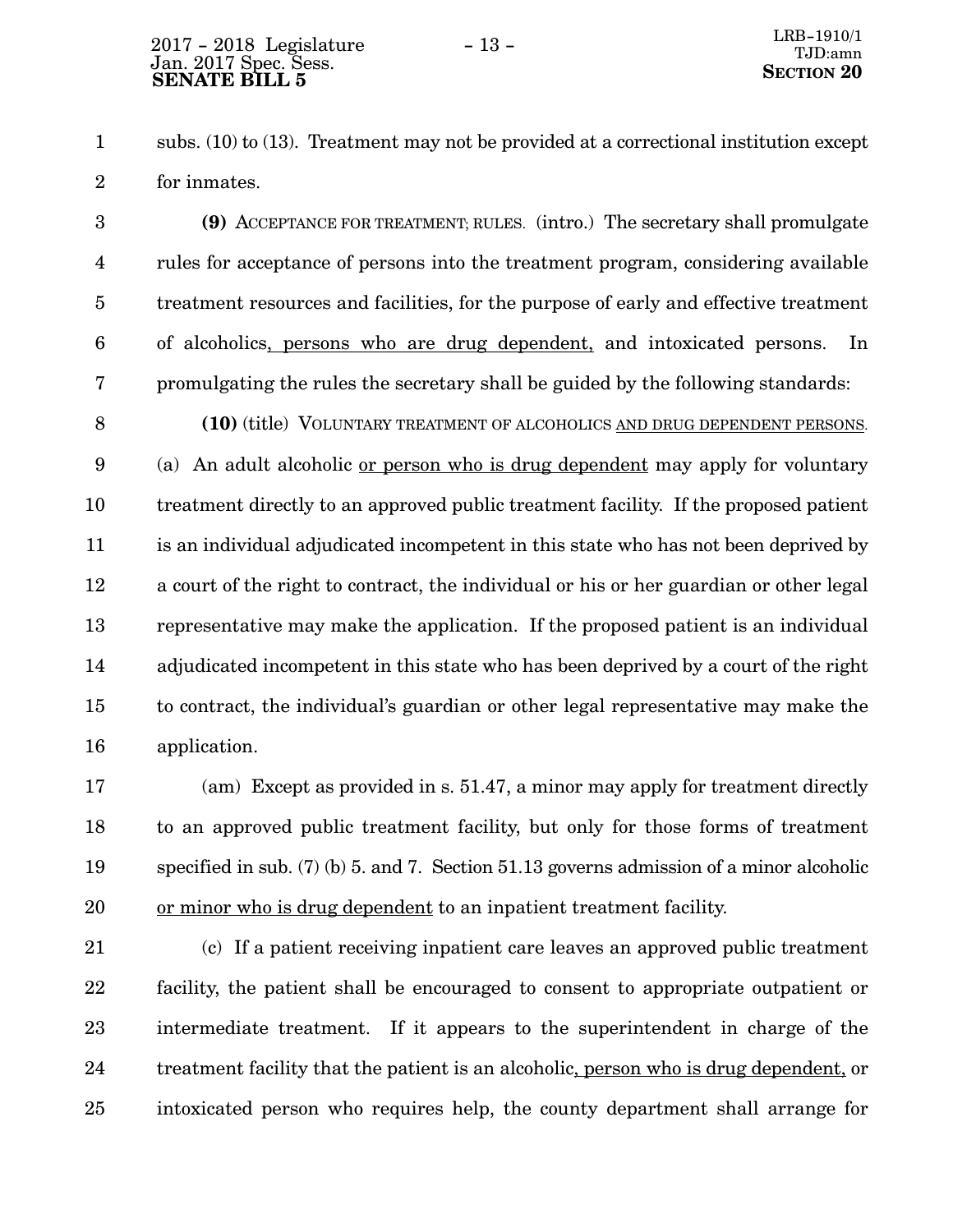subs. (10) to (13). Treatment may not be provided at a correctional institution except for inmates.

**(9)** ACCEPTANCE FOR TREATMENT; RULES. (intro.) The secretary shall promulgate rules for acceptance of persons into the treatment program, considering available treatment resources and facilities, for the purpose of early and effective treatment of alcoholics, persons who are drug dependent, and intoxicated persons. In promulgating the rules the secretary shall be guided by the following standards:

**(10)** (title) VOLUNTARY TREATMENT OF ALCOHOLICS AND DRUG DEPENDENT PERSONS. (a) An adult alcoholic or person who is drug dependent may apply for voluntary treatment directly to an approved public treatment facility. If the proposed patient is an individual adjudicated incompetent in this state who has not been deprived by a court of the right to contract, the individual or his or her guardian or other legal representative may make the application. If the proposed patient is an individual adjudicated incompetent in this state who has been deprived by a court of the right to contract, the individual's guardian or other legal representative may make the application.

(am) Except as provided in s. 51.47, a minor may apply for treatment directly to an approved public treatment facility, but only for those forms of treatment specified in sub. (7) (b) 5. and 7. Section 51.13 governs admission of a minor alcoholic or minor who is drug dependent to an inpatient treatment facility.

(c) If a patient receiving inpatient care leaves an approved public treatment facility, the patient shall be encouraged to consent to appropriate outpatient or intermediate treatment. If it appears to the superintendent in charge of the treatment facility that the patient is an alcoholic, person who is drug dependent, or intoxicated person who requires help, the county department shall arrange for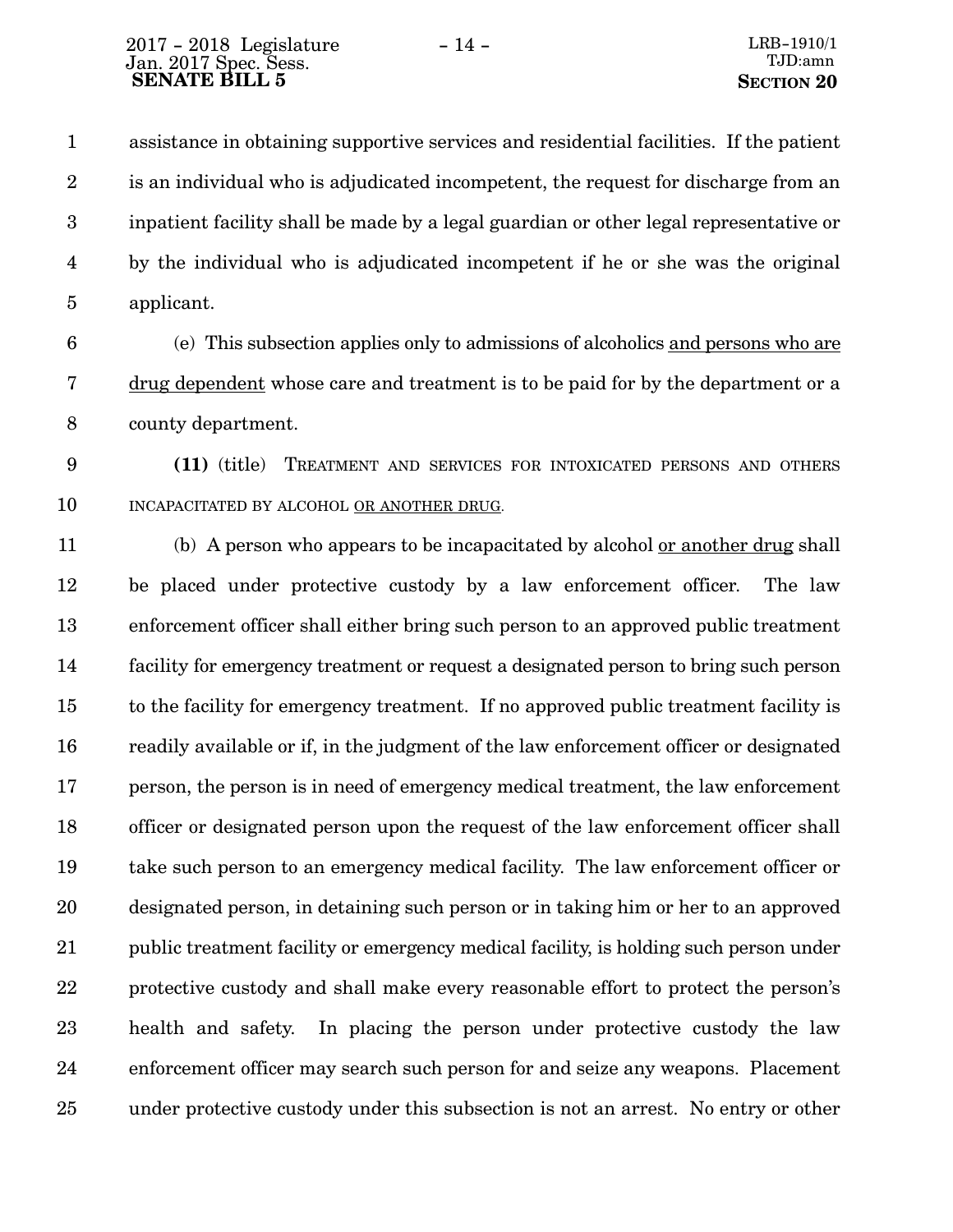assistance in obtaining supportive services and residential facilities. If the patient is an individual who is adjudicated incompetent, the request for discharge from an inpatient facility shall be made by a legal guardian or other legal representative or by the individual who is adjudicated incompetent if he or she was the original applicant.

(e) This subsection applies only to admissions of alcoholics and persons who are drug dependent whose care and treatment is to be paid for by the department or a county department.

**(11)** (title) TREATMENT AND SERVICES FOR INTOXICATED PERSONS AND OTHERS INCAPACITATED BY ALCOHOL OR ANOTHER DRUG.

(b) A person who appears to be incapacitated by alcohol or another drug shall be placed under protective custody by a law enforcement officer. The law enforcement officer shall either bring such person to an approved public treatment facility for emergency treatment or request a designated person to bring such person to the facility for emergency treatment. If no approved public treatment facility is readily available or if, in the judgment of the law enforcement officer or designated person, the person is in need of emergency medical treatment, the law enforcement officer or designated person upon the request of the law enforcement officer shall take such person to an emergency medical facility. The law enforcement officer or designated person, in detaining such person or in taking him or her to an approved public treatment facility or emergency medical facility, is holding such person under protective custody and shall make every reasonable effort to protect the person's health and safety. In placing the person under protective custody the law enforcement officer may search such person for and seize any weapons. Placement under protective custody under this subsection is not an arrest. No entry or other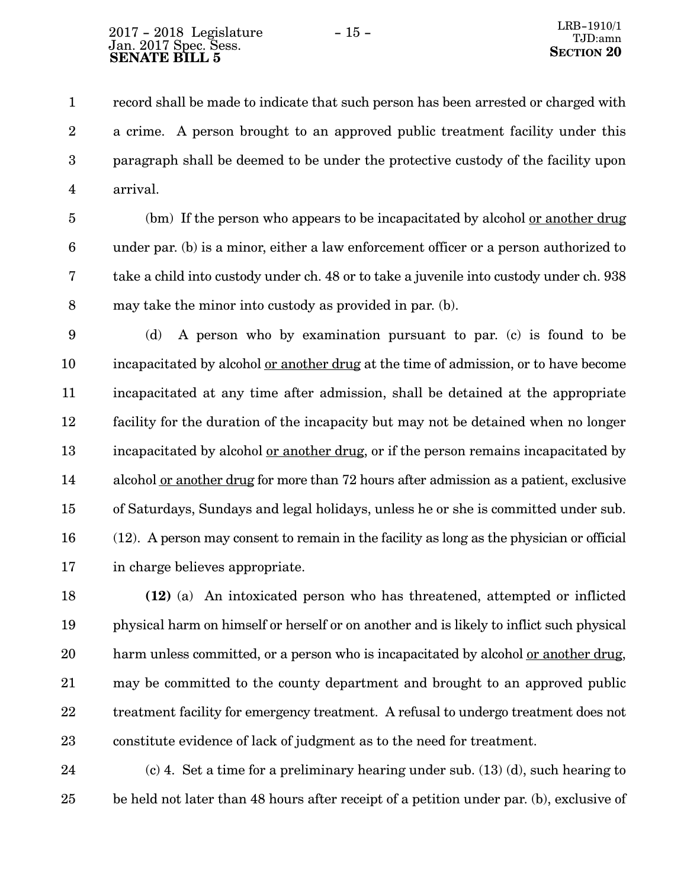record shall be made to indicate that such person has been arrested or charged with a crime. A person brought to an approved public treatment facility under this paragraph shall be deemed to be under the protective custody of the facility upon arrival.

(bm) If the person who appears to be incapacitated by alcohol or another drug under par. (b) is a minor, either a law enforcement officer or a person authorized to take a child into custody under ch. 48 or to take a juvenile into custody under ch. 938 may take the minor into custody as provided in par. (b).

(d) A person who by examination pursuant to par. (c) is found to be incapacitated by alcohol or another drug at the time of admission, or to have become incapacitated at any time after admission, shall be detained at the appropriate facility for the duration of the incapacity but may not be detained when no longer incapacitated by alcohol or another drug, or if the person remains incapacitated by alcohol or another drug for more than 72 hours after admission as a patient, exclusive of Saturdays, Sundays and legal holidays, unless he or she is committed under sub. (12). A person may consent to remain in the facility as long as the physician or official in charge believes appropriate.

**(12)** (a) An intoxicated person who has threatened, attempted or inflicted physical harm on himself or herself or on another and is likely to inflict such physical harm unless committed, or a person who is incapacitated by alcohol or another drug, may be committed to the county department and brought to an approved public treatment facility for emergency treatment. A refusal to undergo treatment does not constitute evidence of lack of judgment as to the need for treatment.

(c) 4. Set a time for a preliminary hearing under sub. (13) (d), such hearing to be held not later than 48 hours after receipt of a petition under par. (b), exclusive of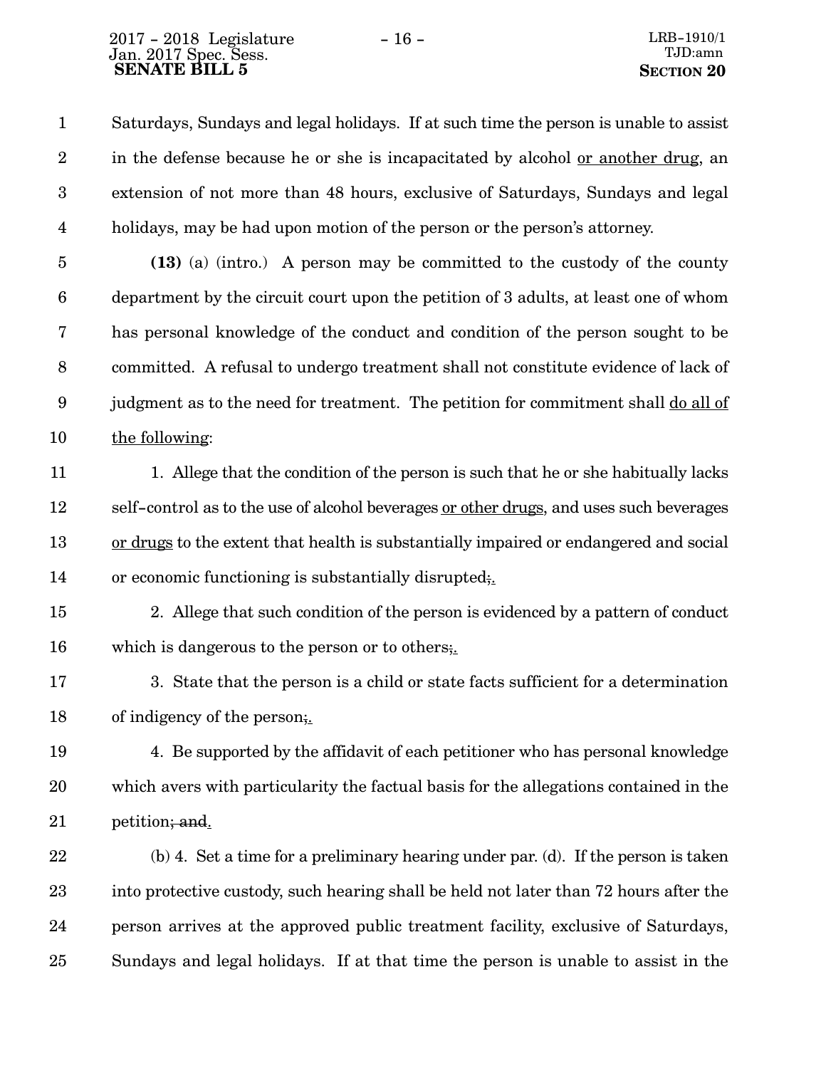Saturdays, Sundays and legal holidays. If at such time the person is unable to assist in the defense because he or she is incapacitated by alcohol <u>or another drug</u>, an extension of not more than 48 hours, exclusive of Saturdays, Sundays and legal holidays, may be had upon motion of the person or the person's attorney.

**(13)** (a) (intro.) A person may be committed to the custody of the county department by the circuit court upon the petition of 3 adults, at least one of whom has personal knowledge of the conduct and condition of the person sought to be committed. A refusal to undergo treatment shall not constitute evidence of lack of judgment as to the need for treatment. The petition for commitment shall <u>do all of the following</u>:

1. Allege that the condition of the person is such that he or she habitually lacks self-control as to the use of alcohol beverages <u>or other drugs</u>, and uses such beverages <u>or drugs</u> to the extent that health is substantially impaired or endangered and social or economic functioning is substantially disrupted~~;~~<u>.</u>

2. Allege that such condition of the person is evidenced by a pattern of conduct which is dangerous to the person or to others~~;~~<u>.</u>

3. State that the person is a child or state facts sufficient for a determination of indigency of the person~~;~~<u>.</u>

4. Be supported by the affidavit of each petitioner who has personal knowledge which avers with particularity the factual basis for the allegations contained in the petition~~; and~~<u>.</u>

(b) 4. Set a time for a preliminary hearing under par. (d). If the person is taken into protective custody, such hearing shall be held not later than 72 hours after the person arrives at the approved public treatment facility, exclusive of Saturdays, Sundays and legal holidays. If at that time the person is unable to assist in the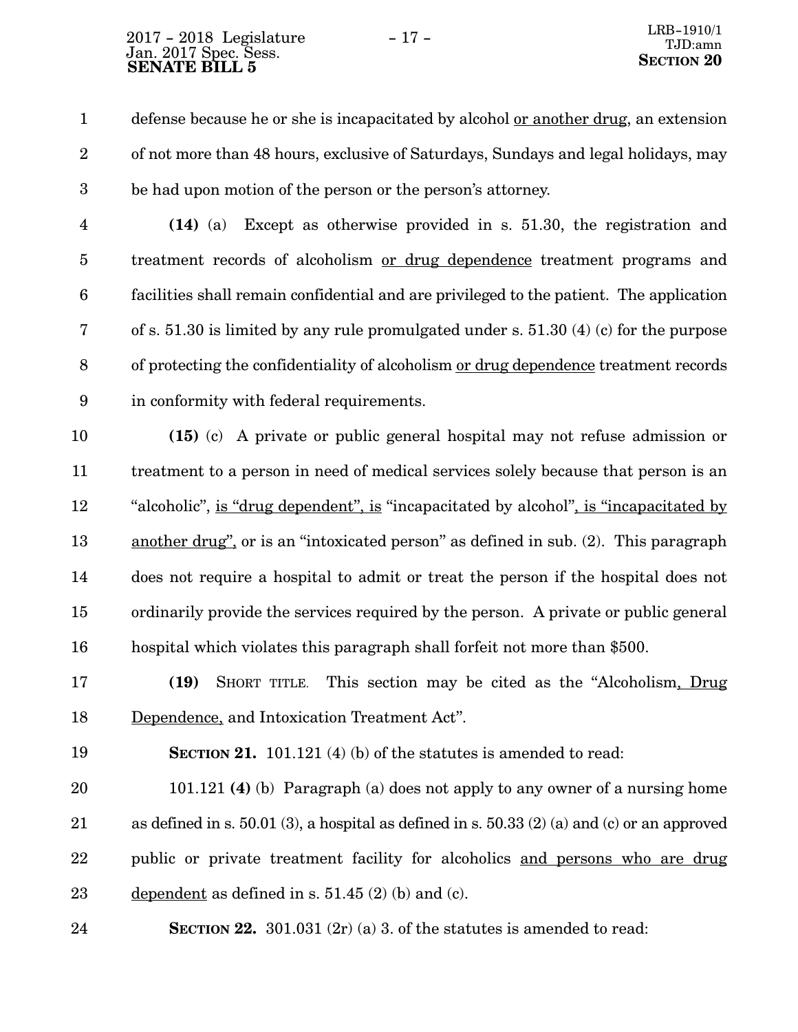defense because he or she is incapacitated by alcohol or another drug, an extension of not more than 48 hours, exclusive of Saturdays, Sundays and legal holidays, may be had upon motion of the person or the person's attorney.

**(14)** (a) Except as otherwise provided in s. 51.30, the registration and treatment records of alcoholism or drug dependence treatment programs and facilities shall remain confidential and are privileged to the patient. The application of s. 51.30 is limited by any rule promulgated under s. 51.30 (4) (c) for the purpose of protecting the confidentiality of alcoholism or drug dependence treatment records in conformity with federal requirements.

**(15)** (c) A private or public general hospital may not refuse admission or treatment to a person in need of medical services solely because that person is an "alcoholic", is "drug dependent", is "incapacitated by alcohol", is "incapacitated by another drug", or is an "intoxicated person" as defined in sub. (2). This paragraph does not require a hospital to admit or treat the person if the hospital does not ordinarily provide the services required by the person. A private or public general hospital which violates this paragraph shall forfeit not more than $500.

**(19)** SHORT TITLE. This section may be cited as the "Alcoholism, Drug Dependence, and Intoxication Treatment Act".

**SECTION 21.** 101.121 (4) (b) of the statutes is amended to read:

101.121 **(4)** (b) Paragraph (a) does not apply to any owner of a nursing home as defined in s. 50.01 (3), a hospital as defined in s. 50.33 (2) (a) and (c) or an approved public or private treatment facility for alcoholics and persons who are drug dependent as defined in s. 51.45 (2) (b) and (c).

**SECTION 22.** 301.031 (2r) (a) 3. of the statutes is amended to read: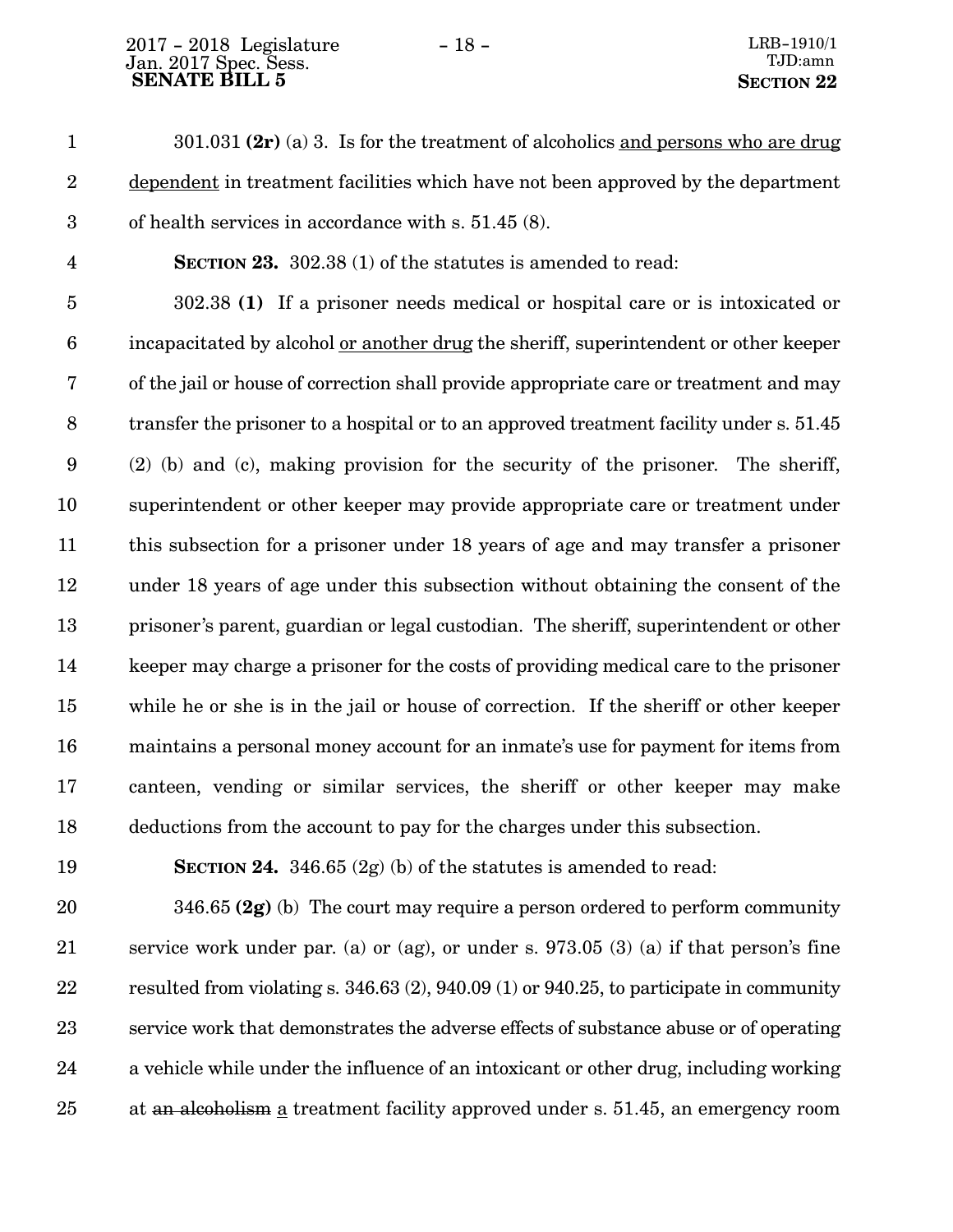301.031 **(2r)** (a) 3. Is for the treatment of alcoholics <u>and persons who are drug dependent</u> in treatment facilities which have not been approved by the department of health services in accordance with s. 51.45 (8).

**SECTION 23.** 302.38 (1) of the statutes is amended to read:

302.38 **(1)** If a prisoner needs medical or hospital care or is intoxicated or incapacitated by alcohol <u>or another drug</u> the sheriff, superintendent or other keeper of the jail or house of correction shall provide appropriate care or treatment and may transfer the prisoner to a hospital or to an approved treatment facility under s. 51.45 (2) (b) and (c), making provision for the security of the prisoner. The sheriff, superintendent or other keeper may provide appropriate care or treatment under this subsection for a prisoner under 18 years of age and may transfer a prisoner under 18 years of age under this subsection without obtaining the consent of the prisoner's parent, guardian or legal custodian. The sheriff, superintendent or other keeper may charge a prisoner for the costs of providing medical care to the prisoner while he or she is in the jail or house of correction. If the sheriff or other keeper maintains a personal money account for an inmate's use for payment for items from canteen, vending or similar services, the sheriff or other keeper may make deductions from the account to pay for the charges under this subsection.

**SECTION 24.** 346.65 (2g) (b) of the statutes is amended to read:

346.65 **(2g)** (b) The court may require a person ordered to perform community service work under par. (a) or (ag), or under s. 973.05 (3) (a) if that person's fine resulted from violating s. 346.63 (2), 940.09 (1) or 940.25, to participate in community service work that demonstrates the adverse effects of substance abuse or of operating a vehicle while under the influence of an intoxicant or other drug, including working at ~~an alcoholism~~ <u>a</u> treatment facility approved under s. 51.45, an emergency room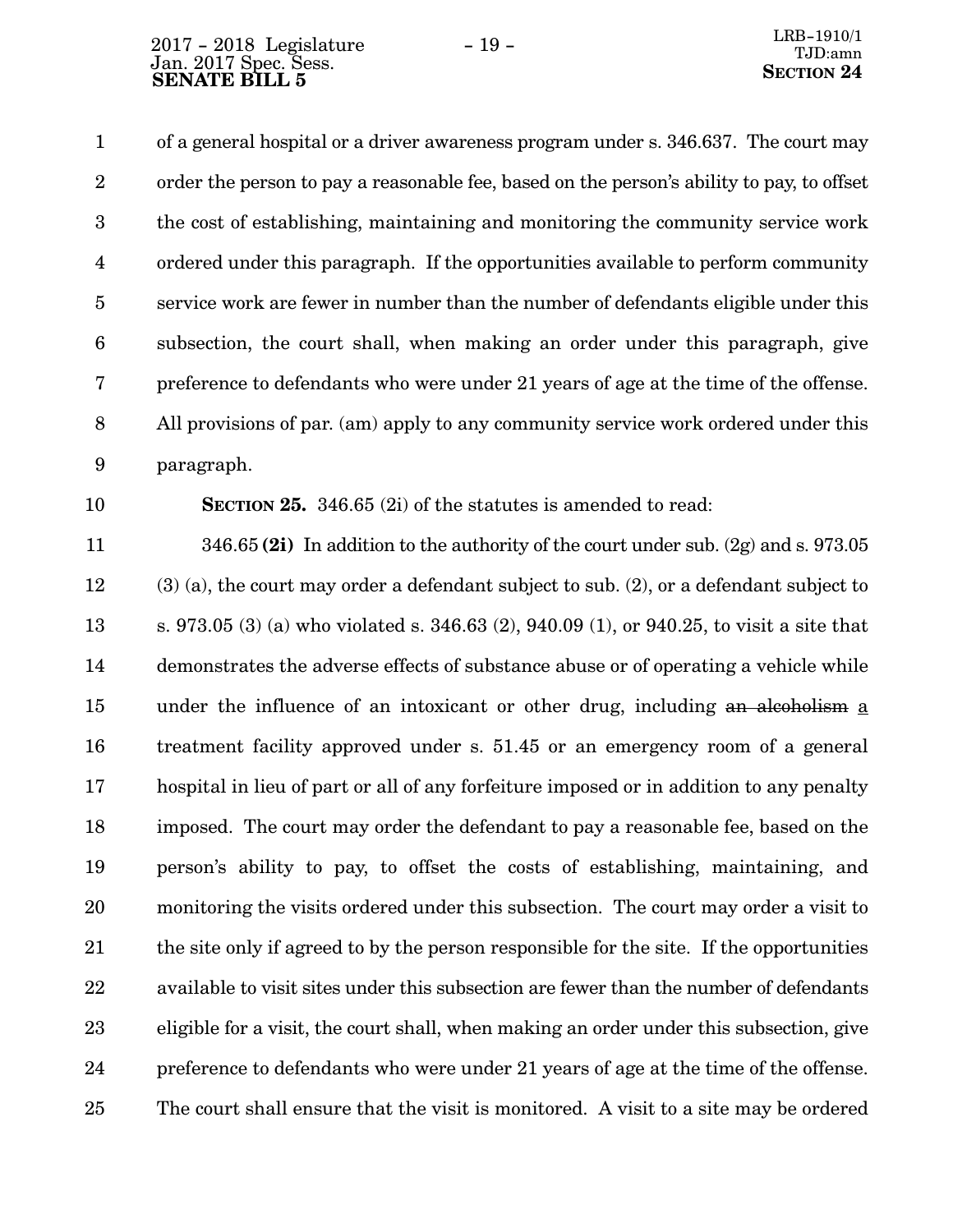of a general hospital or a driver awareness program under s. 346.637. The court may order the person to pay a reasonable fee, based on the person's ability to pay, to offset the cost of establishing, maintaining and monitoring the community service work ordered under this paragraph. If the opportunities available to perform community service work are fewer in number than the number of defendants eligible under this subsection, the court shall, when making an order under this paragraph, give preference to defendants who were under 21 years of age at the time of the offense. All provisions of par. (am) apply to any community service work ordered under this paragraph.

**SECTION 25.** 346.65 (2i) of the statutes is amended to read:

346.65 **(2i)** In addition to the authority of the court under sub. (2g) and s. 973.05 (3) (a), the court may order a defendant subject to sub. (2), or a defendant subject to s. 973.05 (3) (a) who violated s. 346.63 (2), 940.09 (1), or 940.25, to visit a site that demonstrates the adverse effects of substance abuse or of operating a vehicle while under the influence of an intoxicant or other drug, including ~~an alcoholism~~ a treatment facility approved under s. 51.45 or an emergency room of a general hospital in lieu of part or all of any forfeiture imposed or in addition to any penalty imposed. The court may order the defendant to pay a reasonable fee, based on the person's ability to pay, to offset the costs of establishing, maintaining, and monitoring the visits ordered under this subsection. The court may order a visit to the site only if agreed to by the person responsible for the site. If the opportunities available to visit sites under this subsection are fewer than the number of defendants eligible for a visit, the court shall, when making an order under this subsection, give preference to defendants who were under 21 years of age at the time of the offense. The court shall ensure that the visit is monitored. A visit to a site may be ordered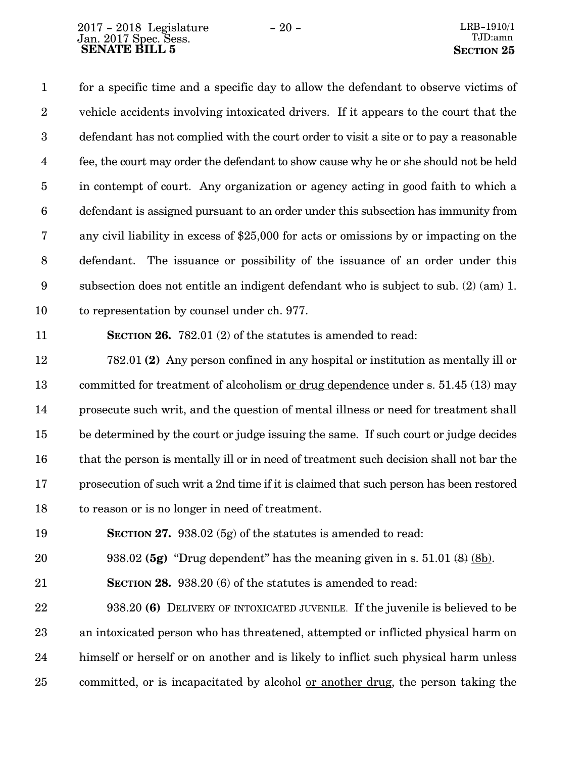for a specific time and a specific day to allow the defendant to observe victims of vehicle accidents involving intoxicated drivers. If it appears to the court that the defendant has not complied with the court order to visit a site or to pay a reasonable fee, the court may order the defendant to show cause why he or she should not be held in contempt of court. Any organization or agency acting in good faith to which a defendant is assigned pursuant to an order under this subsection has immunity from any civil liability in excess of $25,000 for acts or omissions by or impacting on the defendant. The issuance or possibility of the issuance of an order under this subsection does not entitle an indigent defendant who is subject to sub. (2) (am) 1. to representation by counsel under ch. 977.

**SECTION 26.** 782.01 (2) of the statutes is amended to read:

782.01 **(2)** Any person confined in any hospital or institution as mentally ill or committed for treatment of alcoholism <u>or drug dependence</u> under s. 51.45 (13) may prosecute such writ, and the question of mental illness or need for treatment shall be determined by the court or judge issuing the same. If such court or judge decides that the person is mentally ill or in need of treatment such decision shall not bar the prosecution of such writ a 2nd time if it is claimed that such person has been restored to reason or is no longer in need of treatment.

**SECTION 27.** 938.02 (5g) of the statutes is amended to read:

938.02 **(5g)** "Drug dependent" has the meaning given in s. 51.01 ~~(8)~~ <u>(8b)</u>.

**SECTION 28.** 938.20 (6) of the statutes is amended to read:

938.20 **(6)** DELIVERY OF INTOXICATED JUVENILE. If the juvenile is believed to be an intoxicated person who has threatened, attempted or inflicted physical harm on himself or herself or on another and is likely to inflict such physical harm unless committed, or is incapacitated by alcohol <u>or another drug</u>, the person taking the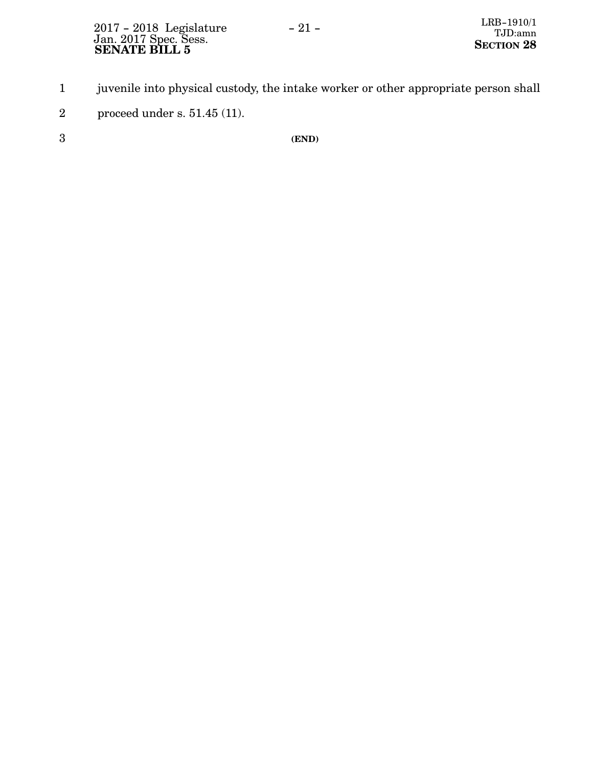juvenile into physical custody, the intake worker or other appropriate person shall proceed under s. 51.45 (11).

**(END)**